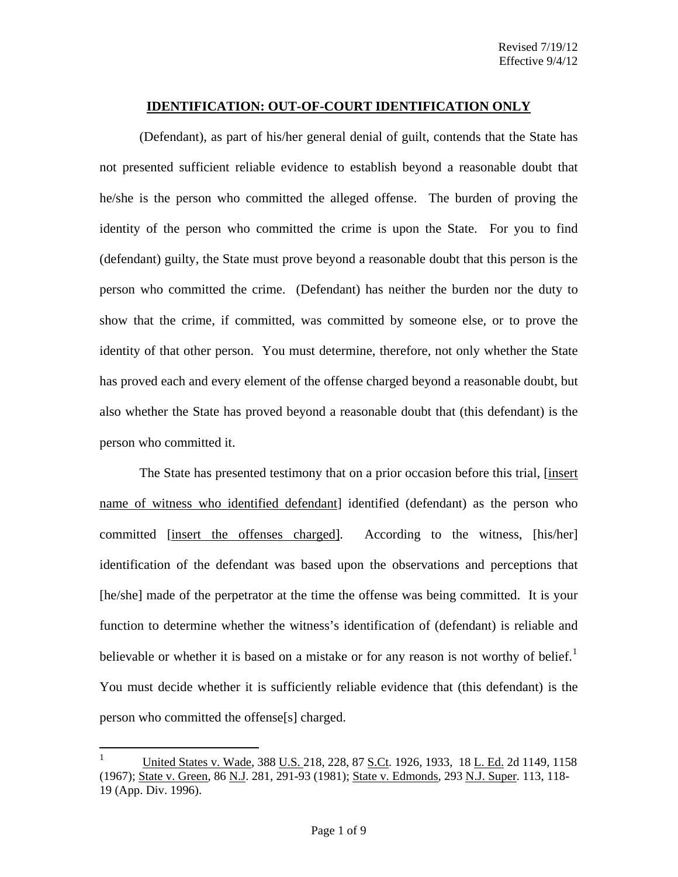Revised 7/19/12
Effective 9/4/12

## IDENTIFICATION: OUT-OF-COURT IDENTIFICATION ONLY

(Defendant), as part of his/her general denial of guilt, contends that the State has not presented sufficient reliable evidence to establish beyond a reasonable doubt that he/she is the person who committed the alleged offense. The burden of proving the identity of the person who committed the crime is upon the State. For you to find (defendant) guilty, the State must prove beyond a reasonable doubt that this person is the person who committed the crime. (Defendant) has neither the burden nor the duty to show that the crime, if committed, was committed by someone else, or to prove the identity of that other person. You must determine, therefore, not only whether the State has proved each and every element of the offense charged beyond a reasonable doubt, but also whether the State has proved beyond a reasonable doubt that (this defendant) is the person who committed it.

The State has presented testimony that on a prior occasion before this trial, [insert name of witness who identified defendant] identified (defendant) as the person who committed [insert the offenses charged]. According to the witness, [his/her] identification of the defendant was based upon the observations and perceptions that [he/she] made of the perpetrator at the time the offense was being committed. It is your function to determine whether the witness's identification of (defendant) is reliable and believable or whether it is based on a mistake or for any reason is not worthy of belief.[1] You must decide whether it is sufficiently reliable evidence that (this defendant) is the person who committed the offense[s] charged.

---

[1] United States v. Wade, 388 U.S. 218, 228, 87 S.Ct. 1926, 1933, 18 L. Ed. 2d 1149, 1158 (1967); State v. Green, 86 N.J. 281, 291-93 (1981); State v. Edmonds, 293 N.J. Super. 113, 118-19 (App. Div. 1996).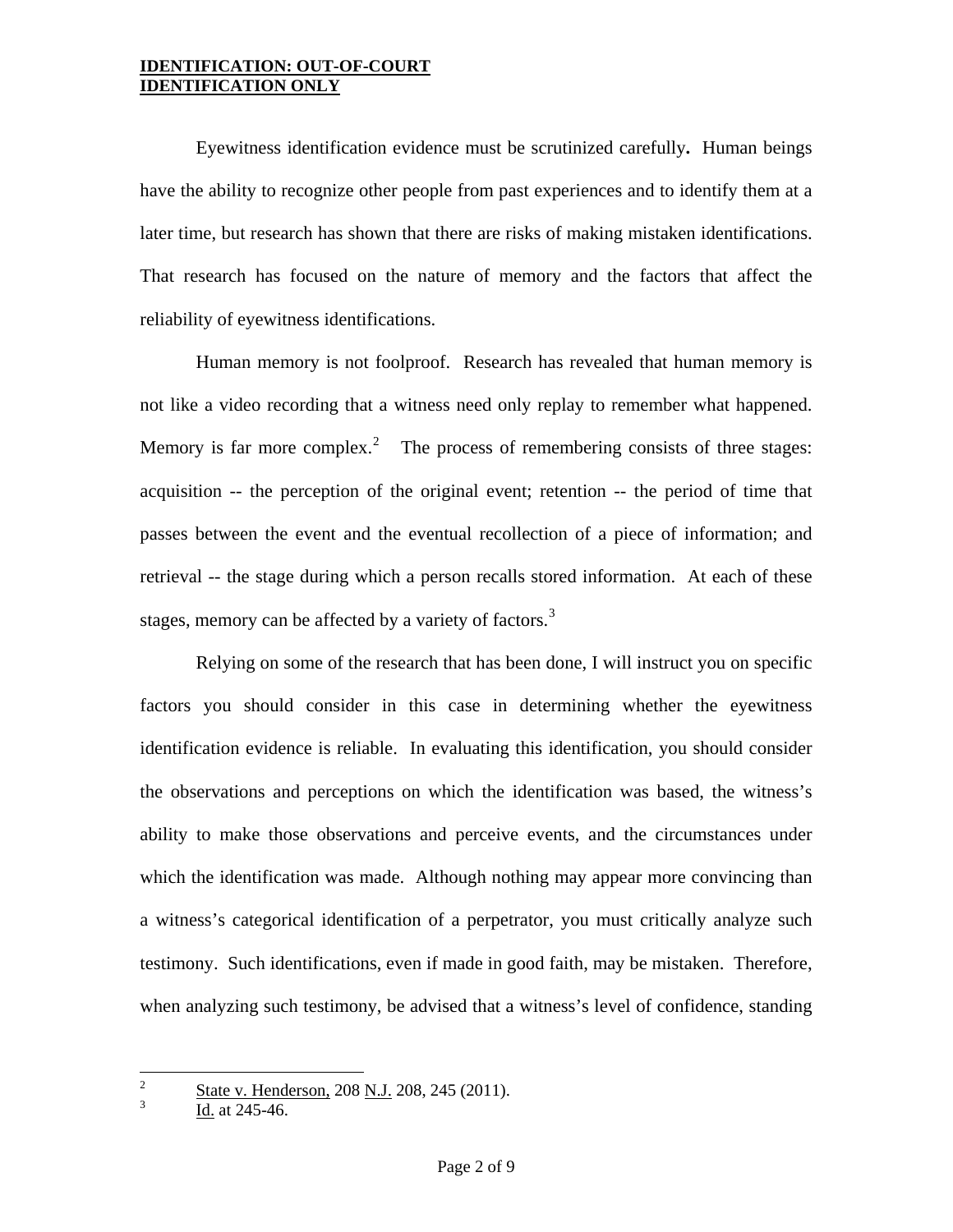**IDENTIFICATION: OUT-OF-COURT IDENTIFICATION ONLY**

Eyewitness identification evidence must be scrutinized carefully**.** Human beings have the ability to recognize other people from past experiences and to identify them at a later time, but research has shown that there are risks of making mistaken identifications. That research has focused on the nature of memory and the factors that affect the reliability of eyewitness identifications.

Human memory is not foolproof. Research has revealed that human memory is not like a video recording that a witness need only replay to remember what happened. Memory is far more complex.[2] The process of remembering consists of three stages: acquisition -- the perception of the original event; retention -- the period of time that passes between the event and the eventual recollection of a piece of information; and retrieval -- the stage during which a person recalls stored information. At each of these stages, memory can be affected by a variety of factors.[3]

Relying on some of the research that has been done, I will instruct you on specific factors you should consider in this case in determining whether the eyewitness identification evidence is reliable. In evaluating this identification, you should consider the observations and perceptions on which the identification was based, the witness's ability to make those observations and perceive events, and the circumstances under which the identification was made. Although nothing may appear more convincing than a witness's categorical identification of a perpetrator, you must critically analyze such testimony. Such identifications, even if made in good faith, may be mistaken. Therefore, when analyzing such testimony, be advised that a witness's level of confidence, standing

---

[2] State v. Henderson, 208 N.J. 208, 245 (2011).

[3] Id. at 245-46.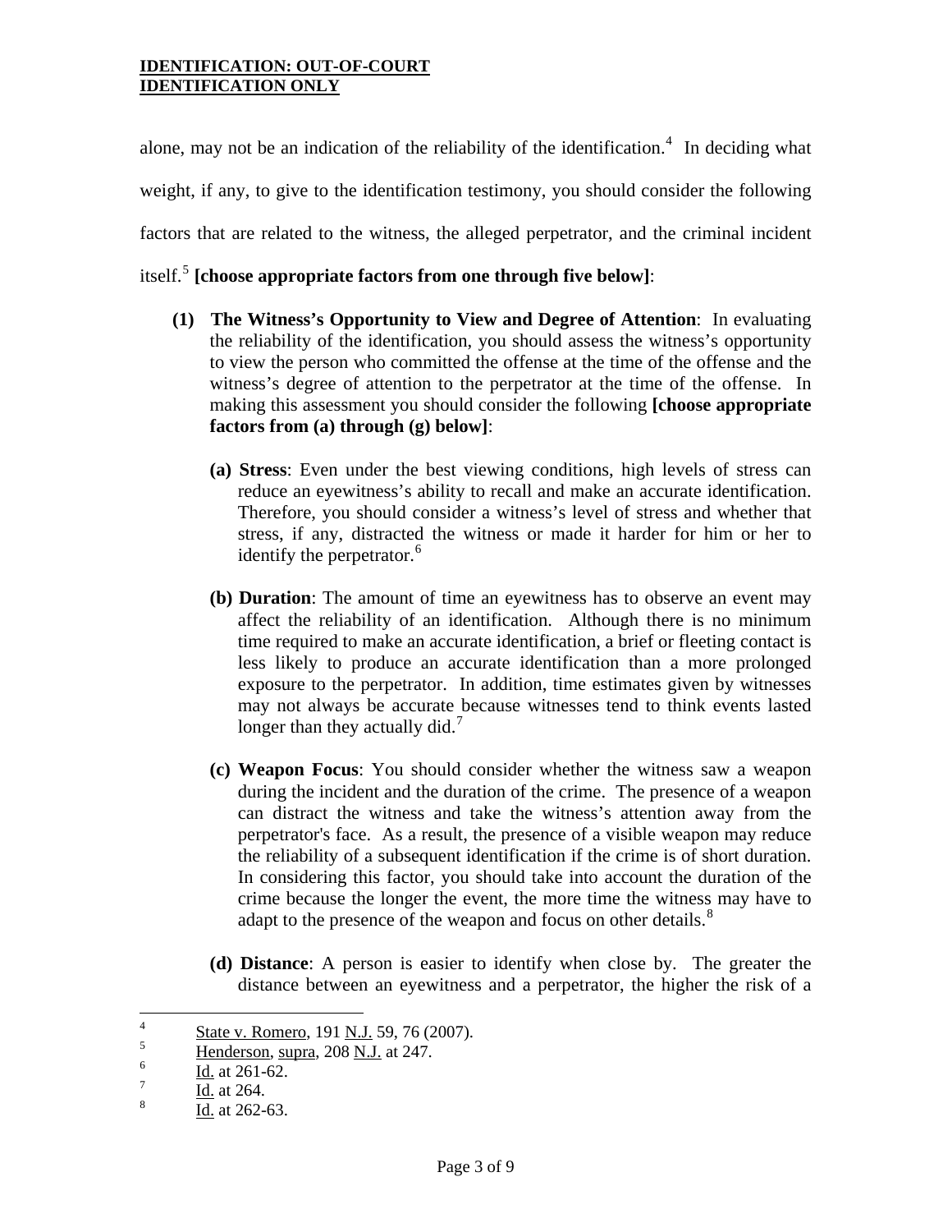alone, may not be an indication of the reliability of the identification.[4] In deciding what weight, if any, to give to the identification testimony, you should consider the following factors that are related to the witness, the alleged perpetrator, and the criminal incident itself.[5] **[choose appropriate factors from one through five below]**:

**(1) The Witness's Opportunity to View and Degree of Attention**: In evaluating the reliability of the identification, you should assess the witness's opportunity to view the person who committed the offense at the time of the offense and the witness's degree of attention to the perpetrator at the time of the offense. In making this assessment you should consider the following **[choose appropriate factors from (a) through (g) below]**:

**(a) Stress**: Even under the best viewing conditions, high levels of stress can reduce an eyewitness's ability to recall and make an accurate identification. Therefore, you should consider a witness's level of stress and whether that stress, if any, distracted the witness or made it harder for him or her to identify the perpetrator.[6]

**(b) Duration**: The amount of time an eyewitness has to observe an event may affect the reliability of an identification. Although there is no minimum time required to make an accurate identification, a brief or fleeting contact is less likely to produce an accurate identification than a more prolonged exposure to the perpetrator. In addition, time estimates given by witnesses may not always be accurate because witnesses tend to think events lasted longer than they actually did.[7]

**(c) Weapon Focus**: You should consider whether the witness saw a weapon during the incident and the duration of the crime. The presence of a weapon can distract the witness and take the witness's attention away from the perpetrator's face. As a result, the presence of a visible weapon may reduce the reliability of a subsequent identification if the crime is of short duration. In considering this factor, you should take into account the duration of the crime because the longer the event, the more time the witness may have to adapt to the presence of the weapon and focus on other details.[8]

**(d) Distance**: A person is easier to identify when close by. The greater the distance between an eyewitness and a perpetrator, the higher the risk of a

---

[4] State v. Romero, 191 N.J. 59, 76 (2007).

[5] Henderson, supra, 208 N.J. at 247.

[6] Id. at 261-62.

[7] Id. at 264.

[8] Id. at 262-63.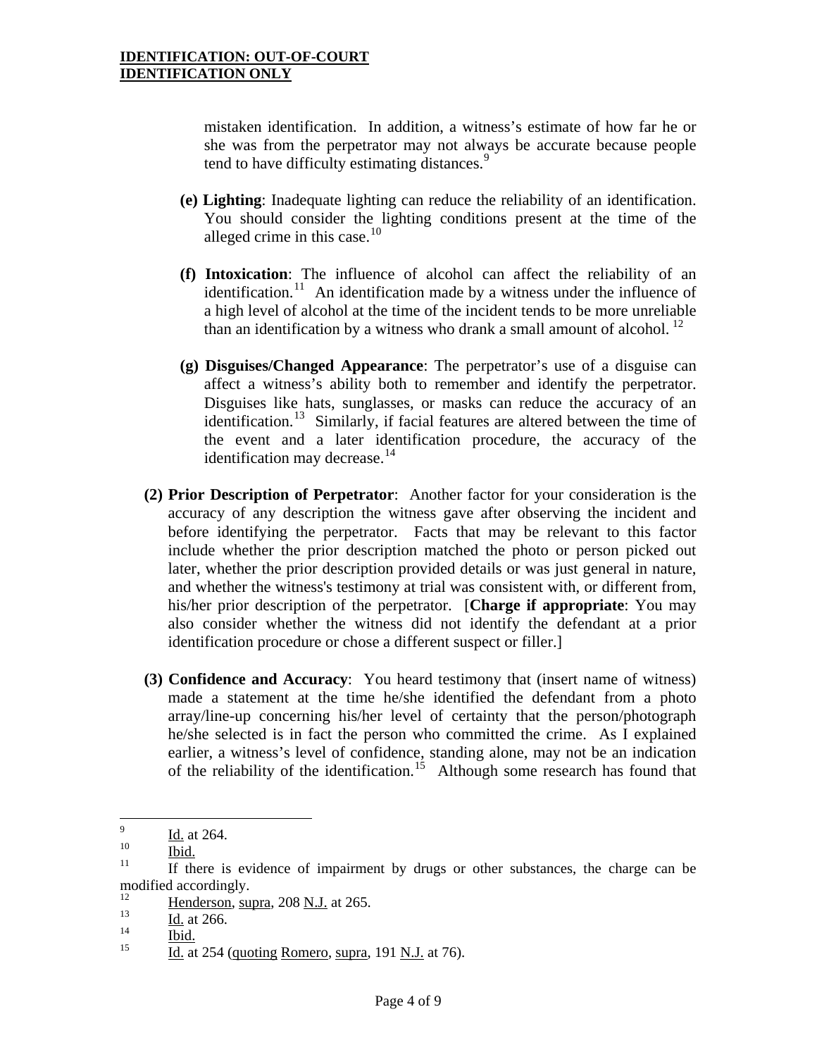mistaken identification. In addition, a witness's estimate of how far he or she was from the perpetrator may not always be accurate because people tend to have difficulty estimating distances.[9]

**(e) Lighting**: Inadequate lighting can reduce the reliability of an identification. You should consider the lighting conditions present at the time of the alleged crime in this case.[10]

**(f) Intoxication**: The influence of alcohol can affect the reliability of an identification.[11] An identification made by a witness under the influence of a high level of alcohol at the time of the incident tends to be more unreliable than an identification by a witness who drank a small amount of alcohol.[12]

**(g) Disguises/Changed Appearance**: The perpetrator's use of a disguise can affect a witness's ability both to remember and identify the perpetrator. Disguises like hats, sunglasses, or masks can reduce the accuracy of an identification.[13] Similarly, if facial features are altered between the time of the event and a later identification procedure, the accuracy of the identification may decrease.[14]

**(2) Prior Description of Perpetrator**: Another factor for your consideration is the accuracy of any description the witness gave after observing the incident and before identifying the perpetrator. Facts that may be relevant to this factor include whether the prior description matched the photo or person picked out later, whether the prior description provided details or was just general in nature, and whether the witness's testimony at trial was consistent with, or different from, his/her prior description of the perpetrator. [**Charge if appropriate**: You may also consider whether the witness did not identify the defendant at a prior identification procedure or chose a different suspect or filler.]

**(3) Confidence and Accuracy**: You heard testimony that (insert name of witness) made a statement at the time he/she identified the defendant from a photo array/line-up concerning his/her level of certainty that the person/photograph he/she selected is in fact the person who committed the crime. As I explained earlier, a witness's level of confidence, standing alone, may not be an indication of the reliability of the identification.[15] Although some research has found that

---

[9] Id. at 264.

[10] Ibid.

[11] If there is evidence of impairment by drugs or other substances, the charge can be modified accordingly.

[12] Henderson, supra, 208 N.J. at 265.

[13] Id. at 266.

[14] Ibid.

[15] Id. at 254 (quoting Romero, supra, 191 N.J. at 76).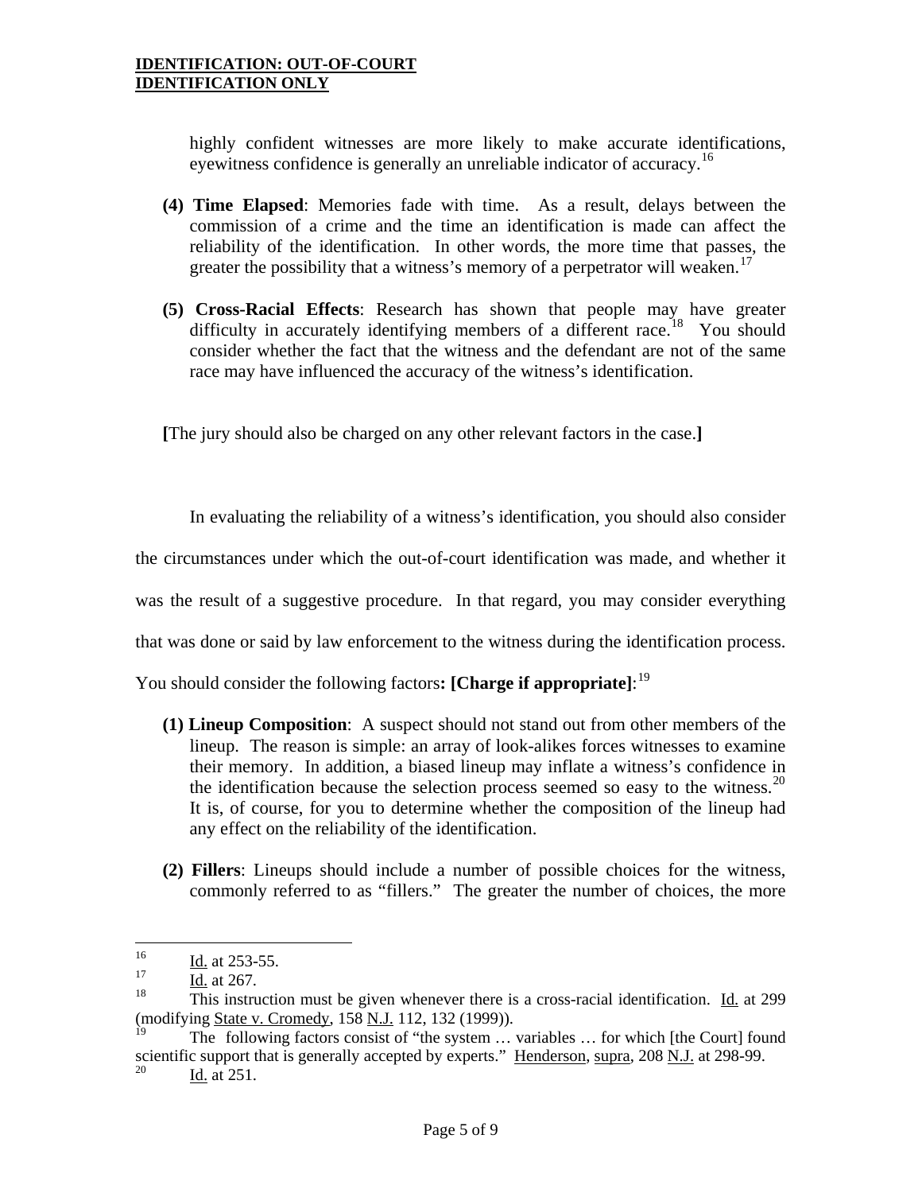highly confident witnesses are more likely to make accurate identifications, eyewitness confidence is generally an unreliable indicator of accuracy.[16]

**(4) Time Elapsed**: Memories fade with time. As a result, delays between the commission of a crime and the time an identification is made can affect the reliability of the identification. In other words, the more time that passes, the greater the possibility that a witness's memory of a perpetrator will weaken.[17]

**(5) Cross-Racial Effects**: Research has shown that people may have greater difficulty in accurately identifying members of a different race.[18] You should consider whether the fact that the witness and the defendant are not of the same race may have influenced the accuracy of the witness's identification.

**[**The jury should also be charged on any other relevant factors in the case.**]**

In evaluating the reliability of a witness's identification, you should also consider the circumstances under which the out-of-court identification was made, and whether it was the result of a suggestive procedure. In that regard, you may consider everything that was done or said by law enforcement to the witness during the identification process. You should consider the following factors**: [Charge if appropriate]**:[19]

**(1) Lineup Composition**: A suspect should not stand out from other members of the lineup. The reason is simple: an array of look-alikes forces witnesses to examine their memory. In addition, a biased lineup may inflate a witness's confidence in the identification because the selection process seemed so easy to the witness.[20] It is, of course, for you to determine whether the composition of the lineup had any effect on the reliability of the identification.

**(2) Fillers**: Lineups should include a number of possible choices for the witness, commonly referred to as "fillers." The greater the number of choices, the more

---

[16] Id. at 253-55.

[17] Id. at 267.

[18] This instruction must be given whenever there is a cross-racial identification. Id. at 299 (modifying State v. Cromedy, 158 N.J. 112, 132 (1999)).

[19] The following factors consist of "the system … variables … for which [the Court] found scientific support that is generally accepted by experts." Henderson, supra, 208 N.J. at 298-99.

[20] Id. at 251.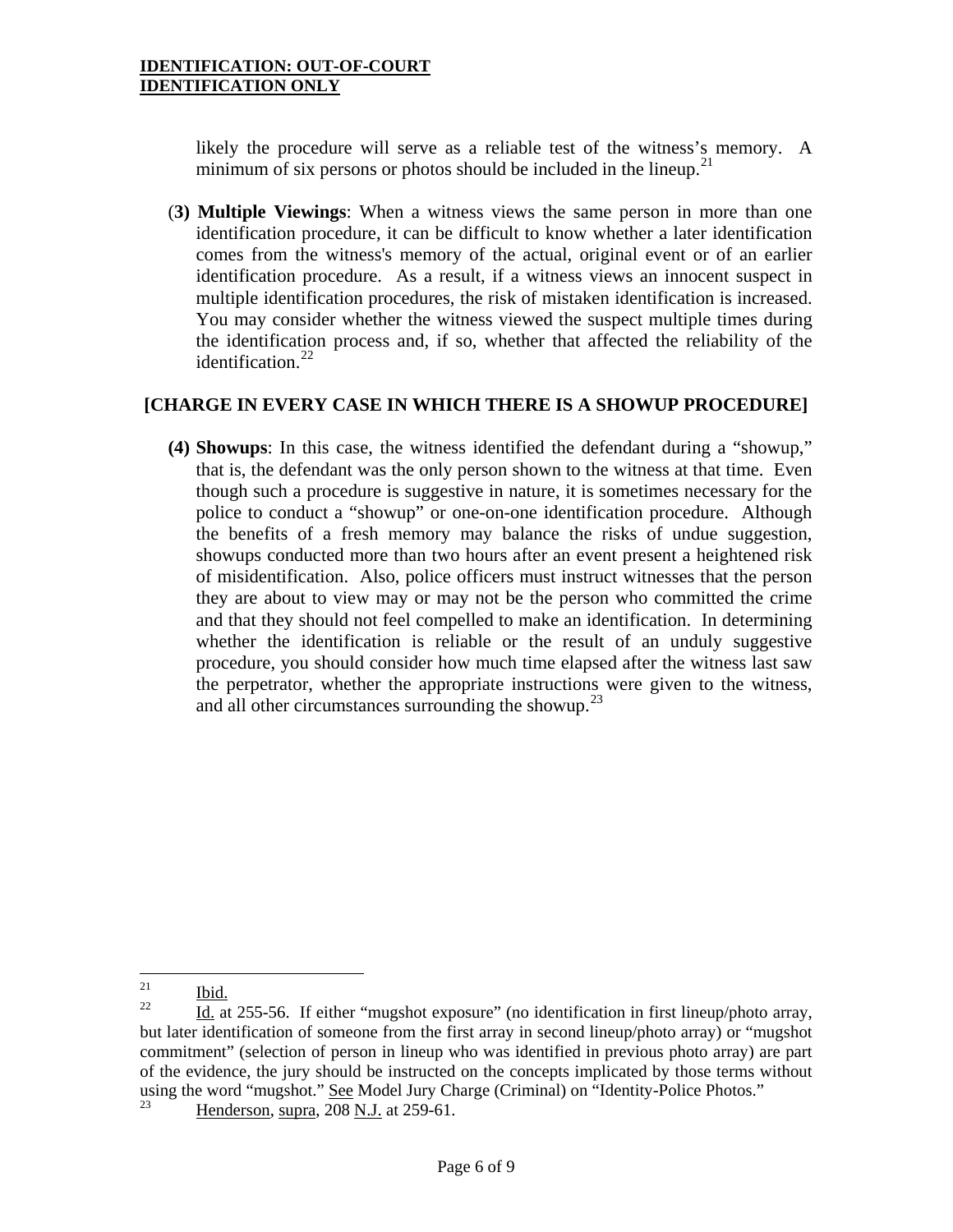likely the procedure will serve as a reliable test of the witness's memory. A minimum of six persons or photos should be included in the lineup.[21]

(**3) Multiple Viewings**: When a witness views the same person in more than one identification procedure, it can be difficult to know whether a later identification comes from the witness's memory of the actual, original event or of an earlier identification procedure. As a result, if a witness views an innocent suspect in multiple identification procedures, the risk of mistaken identification is increased. You may consider whether the witness viewed the suspect multiple times during the identification process and, if so, whether that affected the reliability of the identification.[22]

**[CHARGE IN EVERY CASE IN WHICH THERE IS A SHOWUP PROCEDURE]**

**(4) Showups**: In this case, the witness identified the defendant during a "showup," that is, the defendant was the only person shown to the witness at that time. Even though such a procedure is suggestive in nature, it is sometimes necessary for the police to conduct a "showup" or one-on-one identification procedure. Although the benefits of a fresh memory may balance the risks of undue suggestion, showups conducted more than two hours after an event present a heightened risk of misidentification. Also, police officers must instruct witnesses that the person they are about to view may or may not be the person who committed the crime and that they should not feel compelled to make an identification. In determining whether the identification is reliable or the result of an unduly suggestive procedure, you should consider how much time elapsed after the witness last saw the perpetrator, whether the appropriate instructions were given to the witness, and all other circumstances surrounding the showup.[23]

---

[21] Ibid.

[22] Id. at 255-56. If either "mugshot exposure" (no identification in first lineup/photo array, but later identification of someone from the first array in second lineup/photo array) or "mugshot commitment" (selection of person in lineup who was identified in previous photo array) are part of the evidence, the jury should be instructed on the concepts implicated by those terms without using the word "mugshot." See Model Jury Charge (Criminal) on "Identity-Police Photos."

[23] Henderson, supra, 208 N.J. at 259-61.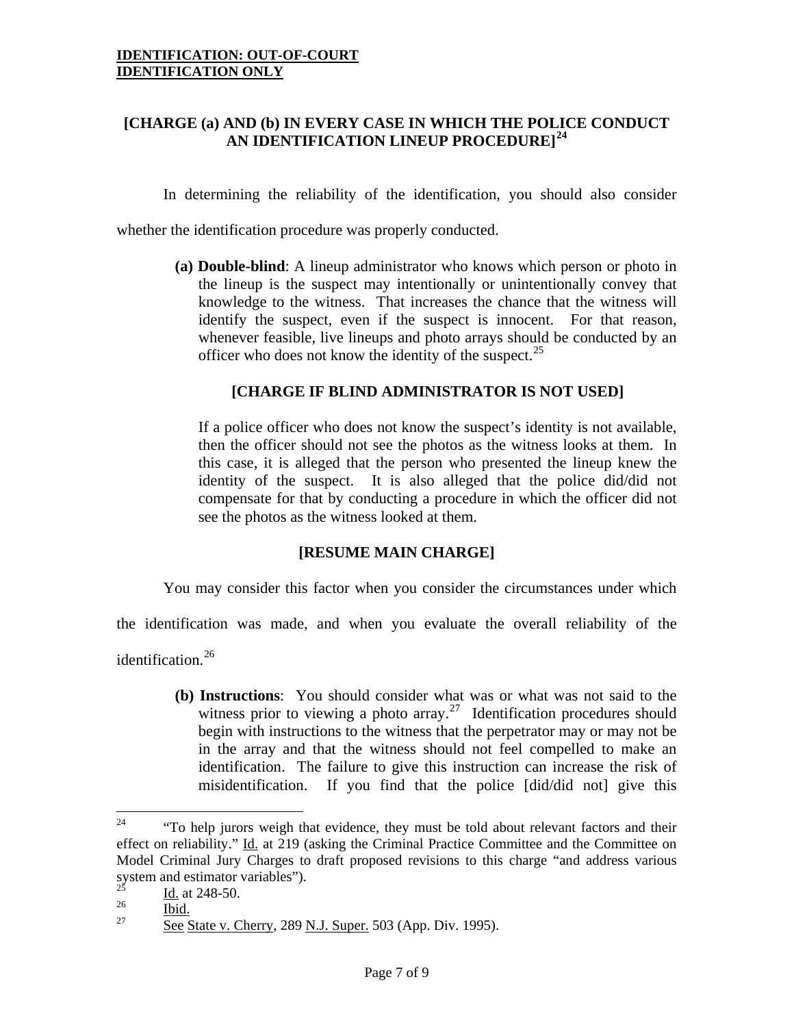**IDENTIFICATION: OUT-OF-COURT IDENTIFICATION ONLY**

**[CHARGE (a) AND (b) IN EVERY CASE IN WHICH THE POLICE CONDUCT AN IDENTIFICATION LINEUP PROCEDURE][24]**

In determining the reliability of the identification, you should also consider whether the identification procedure was properly conducted.

> **(a) Double-blind**: A lineup administrator who knows which person or photo in the lineup is the suspect may intentionally or unintentionally convey that knowledge to the witness. That increases the chance that the witness will identify the suspect, even if the suspect is innocent. For that reason, whenever feasible, live lineups and photo arrays should be conducted by an officer who does not know the identity of the suspect.[25]
>
> **[CHARGE IF BLIND ADMINISTRATOR IS NOT USED]**
>
> If a police officer who does not know the suspect's identity is not available, then the officer should not see the photos as the witness looks at them. In this case, it is alleged that the person who presented the lineup knew the identity of the suspect. It is also alleged that the police did/did not compensate for that by conducting a procedure in which the officer did not see the photos as the witness looked at them.

**[RESUME MAIN CHARGE]**

You may consider this factor when you consider the circumstances under which the identification was made, and when you evaluate the overall reliability of the identification.[26]

> **(b) Instructions**: You should consider what was or what was not said to the witness prior to viewing a photo array.[27] Identification procedures should begin with instructions to the witness that the perpetrator may or may not be in the array and that the witness should not feel compelled to make an identification. The failure to give this instruction can increase the risk of misidentification. If you find that the police [did/did not] give this

---

[24] "To help jurors weigh that evidence, they must be told about relevant factors and their effect on reliability." Id. at 219 (asking the Criminal Practice Committee and the Committee on Model Criminal Jury Charges to draft proposed revisions to this charge "and address various system and estimator variables").

[25] Id. at 248-50.

[26] Ibid.

[27] See State v. Cherry, 289 N.J. Super. 503 (App. Div. 1995).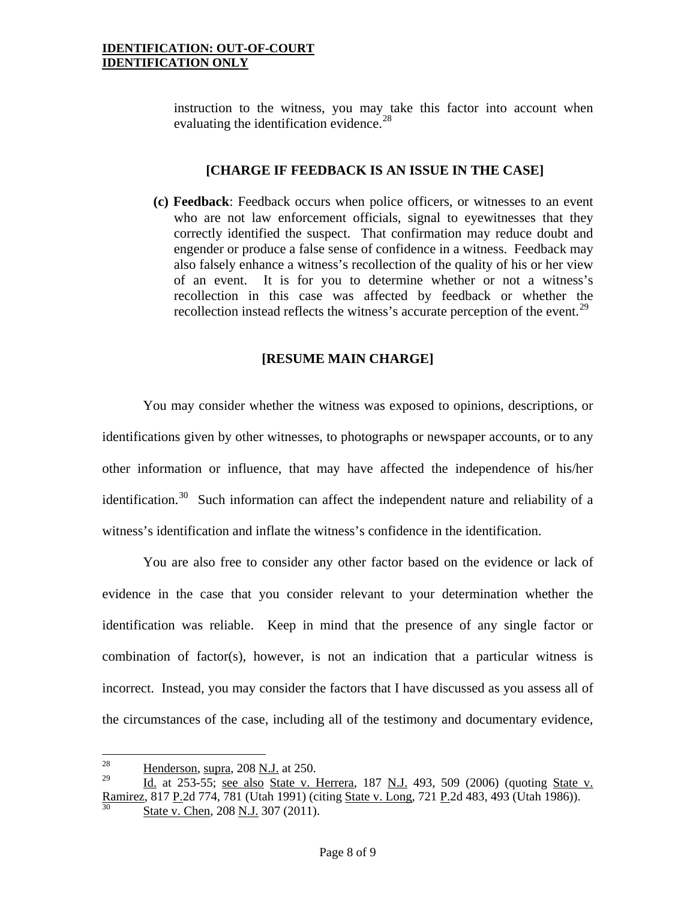instruction to the witness, you may take this factor into account when evaluating the identification evidence.[28]

**[CHARGE IF FEEDBACK IS AN ISSUE IN THE CASE]**

**(c) Feedback**: Feedback occurs when police officers, or witnesses to an event who are not law enforcement officials, signal to eyewitnesses that they correctly identified the suspect. That confirmation may reduce doubt and engender or produce a false sense of confidence in a witness. Feedback may also falsely enhance a witness's recollection of the quality of his or her view of an event. It is for you to determine whether or not a witness's recollection in this case was affected by feedback or whether the recollection instead reflects the witness's accurate perception of the event.[29]

**[RESUME MAIN CHARGE]**

You may consider whether the witness was exposed to opinions, descriptions, or identifications given by other witnesses, to photographs or newspaper accounts, or to any other information or influence, that may have affected the independence of his/her identification.[30] Such information can affect the independent nature and reliability of a witness's identification and inflate the witness's confidence in the identification.

You are also free to consider any other factor based on the evidence or lack of evidence in the case that you consider relevant to your determination whether the identification was reliable. Keep in mind that the presence of any single factor or combination of factor(s), however, is not an indication that a particular witness is incorrect. Instead, you may consider the factors that I have discussed as you assess all of the circumstances of the case, including all of the testimony and documentary evidence,

---

[28] Henderson, supra, 208 N.J. at 250.

[29] Id. at 253-55; see also State v. Herrera, 187 N.J. 493, 509 (2006) (quoting State v. Ramirez, 817 P.2d 774, 781 (Utah 1991) (citing State v. Long, 721 P.2d 483, 493 (Utah 1986)).

[30] State v. Chen, 208 N.J. 307 (2011).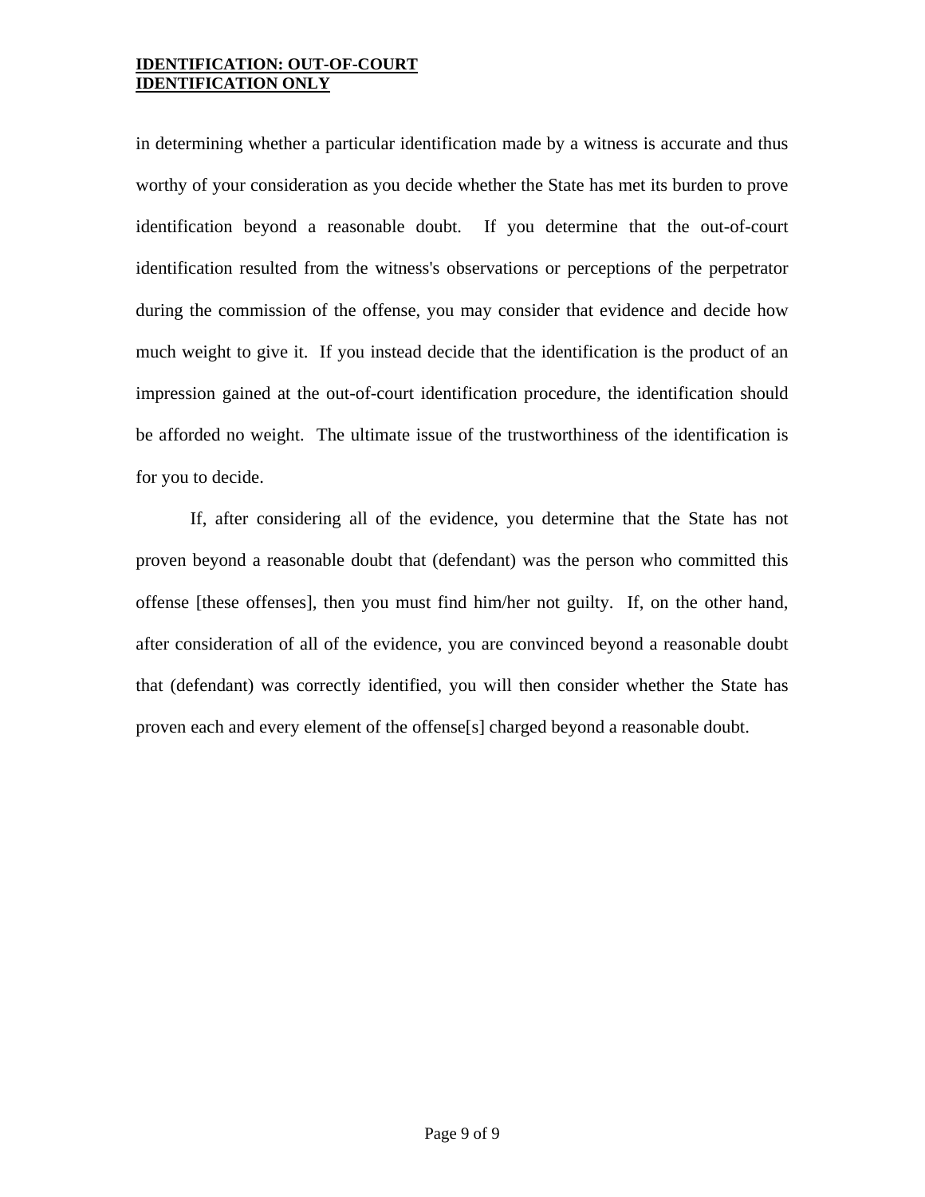in determining whether a particular identification made by a witness is accurate and thus worthy of your consideration as you decide whether the State has met its burden to prove identification beyond a reasonable doubt. If you determine that the out-of-court identification resulted from the witness's observations or perceptions of the perpetrator during the commission of the offense, you may consider that evidence and decide how much weight to give it. If you instead decide that the identification is the product of an impression gained at the out-of-court identification procedure, the identification should be afforded no weight. The ultimate issue of the trustworthiness of the identification is for you to decide.

If, after considering all of the evidence, you determine that the State has not proven beyond a reasonable doubt that (defendant) was the person who committed this offense [these offenses], then you must find him/her not guilty. If, on the other hand, after consideration of all of the evidence, you are convinced beyond a reasonable doubt that (defendant) was correctly identified, you will then consider whether the State has proven each and every element of the offense[s] charged beyond a reasonable doubt.